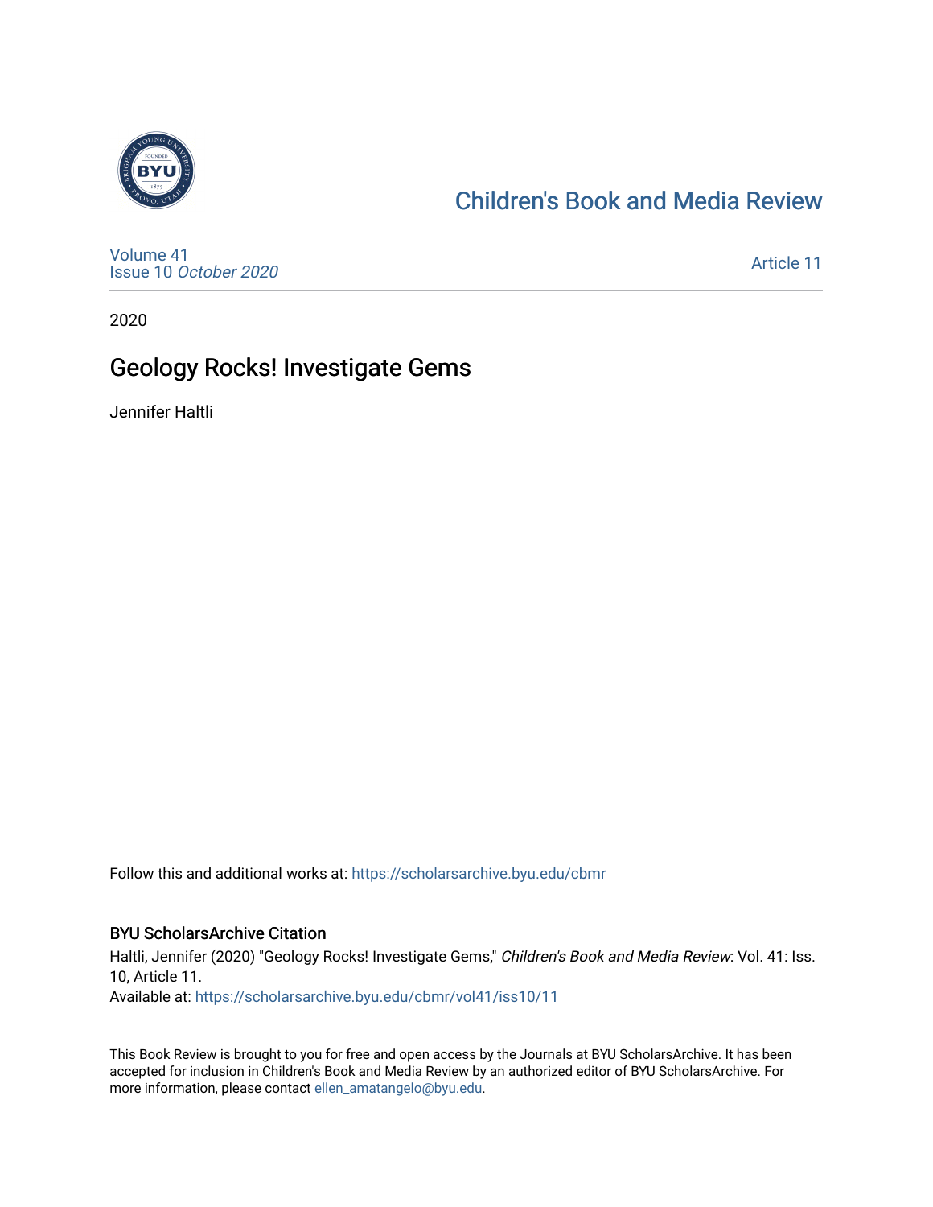# Children's Book and Media Review

Volume 41
Issue 10 *October 2020*

Article 11

2020

## Geology Rocks! Investigate Gems

Jennifer Haltli

Follow this and additional works at: https://scholarsarchive.byu.edu/cbmr

### BYU ScholarsArchive Citation

Haltli, Jennifer (2020) "Geology Rocks! Investigate Gems," *Children's Book and Media Review*: Vol. 41: Iss. 10, Article 11.
Available at: https://scholarsarchive.byu.edu/cbmr/vol41/iss10/11

This Book Review is brought to you for free and open access by the Journals at BYU ScholarsArchive. It has been accepted for inclusion in Children's Book and Media Review by an authorized editor of BYU ScholarsArchive. For more information, please contact ellen_amatangelo@byu.edu.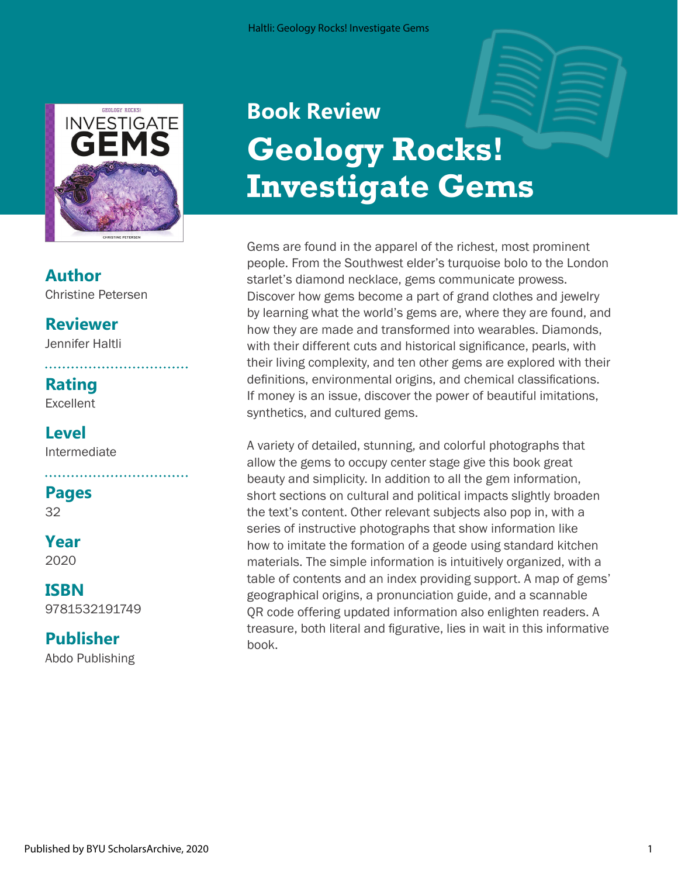## Book Review

# Geology Rocks! Investigate Gems

**Author**
Christine Petersen

**Reviewer**
Jennifer Haltli

**Rating**
Excellent

**Level**
Intermediate

**Pages**
32

**Year**
2020

**ISBN**
9781532191749

**Publisher**
Abdo Publishing

Gems are found in the apparel of the richest, most prominent people. From the Southwest elder's turquoise bolo to the London starlet's diamond necklace, gems communicate prowess. Discover how gems become a part of grand clothes and jewelry by learning what the world's gems are, where they are found, and how they are made and transformed into wearables. Diamonds, with their different cuts and historical significance, pearls, with their living complexity, and ten other gems are explored with their definitions, environmental origins, and chemical classifications. If money is an issue, discover the power of beautiful imitations, synthetics, and cultured gems.

A variety of detailed, stunning, and colorful photographs that allow the gems to occupy center stage give this book great beauty and simplicity. In addition to all the gem information, short sections on cultural and political impacts slightly broaden the text's content. Other relevant subjects also pop in, with a series of instructive photographs that show information like how to imitate the formation of a geode using standard kitchen materials. The simple information is intuitively organized, with a table of contents and an index providing support. A map of gems' geographical origins, a pronunciation guide, and a scannable QR code offering updated information also enlighten readers. A treasure, both literal and figurative, lies in wait in this informative book.